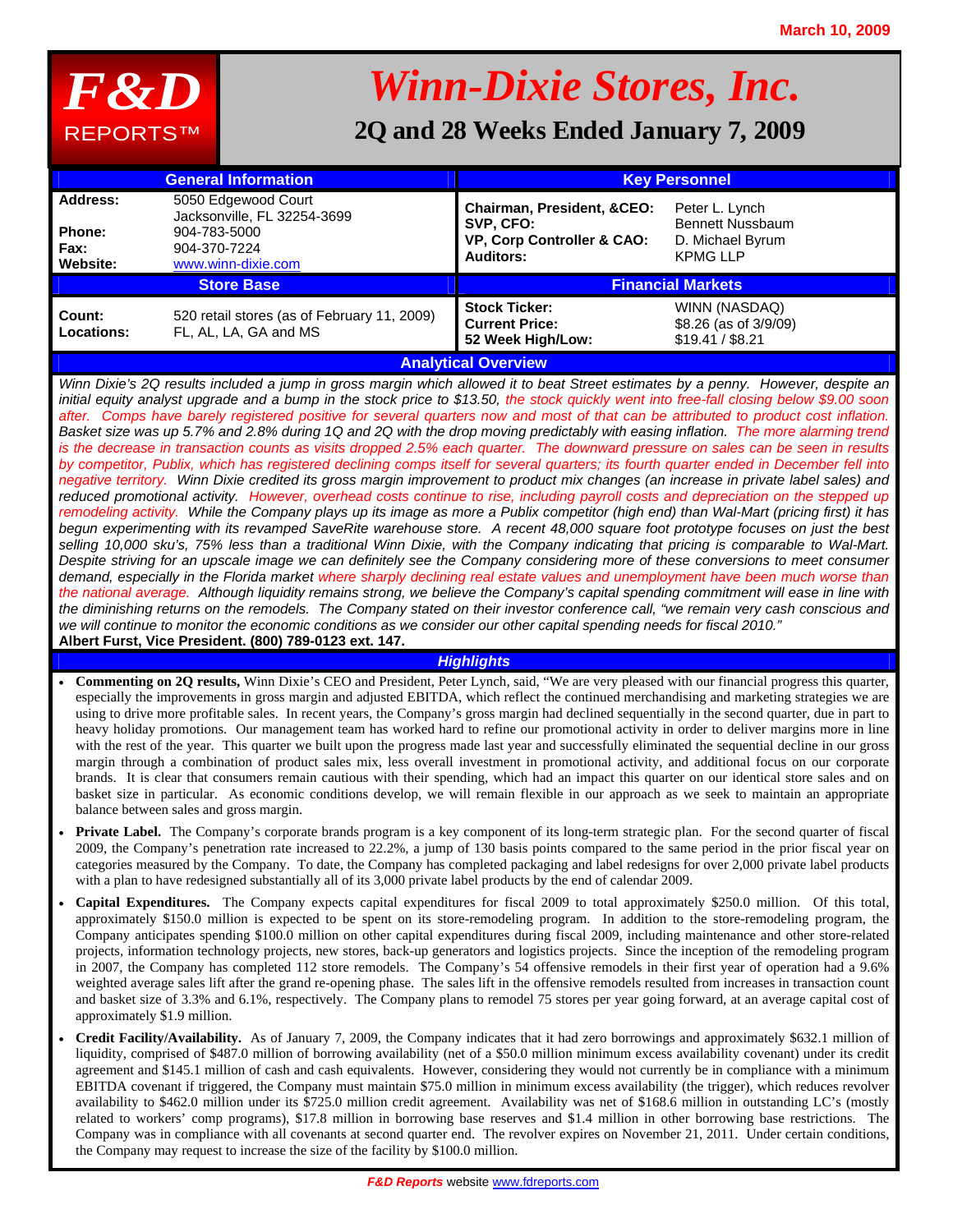March 10, 2009

# Winn-Dixie Stores, Inc.

## 2Q and 28 Weeks Ended January 7, 2009

F&D REPORTS™

| General Information | | Key Personnel | |
|---|---|---|---|
| **Address:** | 5050 Edgewood Court<br>Jacksonville, FL 32254-3699 | **Chairman, President, &CEO:** | Peter L. Lynch |
| **Phone:** | 904-783-5000 | **SVP, CFO:** | Bennett Nussbaum |
| **Fax:** | 904-370-7224 | **VP, Corp Controller & CAO:** | D. Michael Byrum |
| **Website:** | www.winn-dixie.com | **Auditors:** | KPMG LLP |

| Store Base | | Financial Markets | |
|---|---|---|---|
| **Count:** | 520 retail stores (as of February 11, 2009) | **Stock Ticker:** | WINN (NASDAQ) |
| **Locations:** | FL, AL, LA, GA and MS | **Current Price:** | $8.26 (as of 3/9/09) |
| | | **52 Week High/Low:** | $19.41 / $8.21 |

### Analytical Overview

*Winn Dixie's 2Q results included a jump in gross margin which allowed it to beat Street estimates by a penny. However, despite an initial equity analyst upgrade and a bump in the stock price to $13.50, the stock quickly went into free-fall closing below $9.00 soon after. Comps have barely registered positive for several quarters now and most of that can be attributed to product cost inflation. Basket size was up 5.7% and 2.8% during 1Q and 2Q with the drop moving predictably with easing inflation. The more alarming trend is the decrease in transaction counts as visits dropped 2.5% each quarter. The downward pressure on sales can be seen in results by competitor, Publix, which has registered declining comps itself for several quarters; its fourth quarter ended in December fell into negative territory. Winn Dixie credited its gross margin improvement to product mix changes (an increase in private label sales) and reduced promotional activity. However, overhead costs continue to rise, including payroll costs and depreciation on the stepped up remodeling activity. While the Company plays up its image as more a Publix competitor (high end) than Wal-Mart (pricing first) it has begun experimenting with its revamped SaveRite warehouse store. A recent 48,000 square foot prototype focuses on just the best selling 10,000 sku's, 75% less than a traditional Winn Dixie, with the Company indicating that pricing is comparable to Wal-Mart. Despite striving for an upscale image we can definitely see the Company considering more of these conversions to meet consumer demand, especially in the Florida market where sharply declining real estate values and unemployment have been much worse than the national average. Although liquidity remains strong, we believe the Company's capital spending commitment will ease in line with the diminishing returns on the remodels. The Company stated on their investor conference call, "we remain very cash conscious and we will continue to monitor the economic conditions as we consider our other capital spending needs for fiscal 2010."*

**Albert Furst, Vice President. (800) 789-0123 ext. 147.**

### Highlights

- **Commenting on 2Q results,** Winn Dixie's CEO and President, Peter Lynch, said, "We are very pleased with our financial progress this quarter, especially the improvements in gross margin and adjusted EBITDA, which reflect the continued merchandising and marketing strategies we are using to drive more profitable sales. In recent years, the Company's gross margin had declined sequentially in the second quarter, due in part to heavy holiday promotions. Our management team has worked hard to refine our promotional activity in order to deliver margins more in line with the rest of the year. This quarter we built upon the progress made last year and successfully eliminated the sequential decline in our gross margin through a combination of product sales mix, less overall investment in promotional activity, and additional focus on our corporate brands. It is clear that consumers remain cautious with their spending, which had an impact this quarter on our identical store sales and on basket size in particular. As economic conditions develop, we will remain flexible in our approach as we seek to maintain an appropriate balance between sales and gross margin.
- **Private Label.** The Company's corporate brands program is a key component of its long-term strategic plan. For the second quarter of fiscal 2009, the Company's penetration rate increased to 22.2%, a jump of 130 basis points compared to the same period in the prior fiscal year on categories measured by the Company. To date, the Company has completed packaging and label redesigns for over 2,000 private label products with a plan to have redesigned substantially all of its 3,000 private label products by the end of calendar 2009.
- **Capital Expenditures.** The Company expects capital expenditures for fiscal 2009 to total approximately $250.0 million. Of this total, approximately $150.0 million is expected to be spent on its store-remodeling program. In addition to the store-remodeling program, the Company anticipates spending $100.0 million on other capital expenditures during fiscal 2009, including maintenance and other store-related projects, information technology projects, new stores, back-up generators and logistics projects. Since the inception of the remodeling program in 2007, the Company has completed 112 store remodels. The Company's 54 offensive remodels in their first year of operation had a 9.6% weighted average sales lift after the grand re-opening phase. The sales lift in the offensive remodels resulted from increases in transaction count and basket size of 3.3% and 6.1%, respectively. The Company plans to remodel 75 stores per year going forward, at an average capital cost of approximately $1.9 million.
- **Credit Facility/Availability.** As of January 7, 2009, the Company indicates that it had zero borrowings and approximately $632.1 million of liquidity, comprised of $487.0 million of borrowing availability (net of a $50.0 million minimum excess availability covenant) under its credit agreement and $145.1 million of cash and cash equivalents. However, considering they would not currently be in compliance with a minimum EBITDA covenant if triggered, the Company must maintain $75.0 million in minimum excess availability (the trigger), which reduces revolver availability to $462.0 million under its $725.0 million credit agreement. Availability was net of $168.6 million in outstanding LC's (mostly related to workers' comp programs), $17.8 million in borrowing base reserves and $1.4 million in other borrowing base restrictions. The Company was in compliance with all covenants at second quarter end. The revolver expires on November 21, 2011. Under certain conditions, the Company may request to increase the size of the facility by $100.0 million.

*F&D Reports* website www.fdreports.com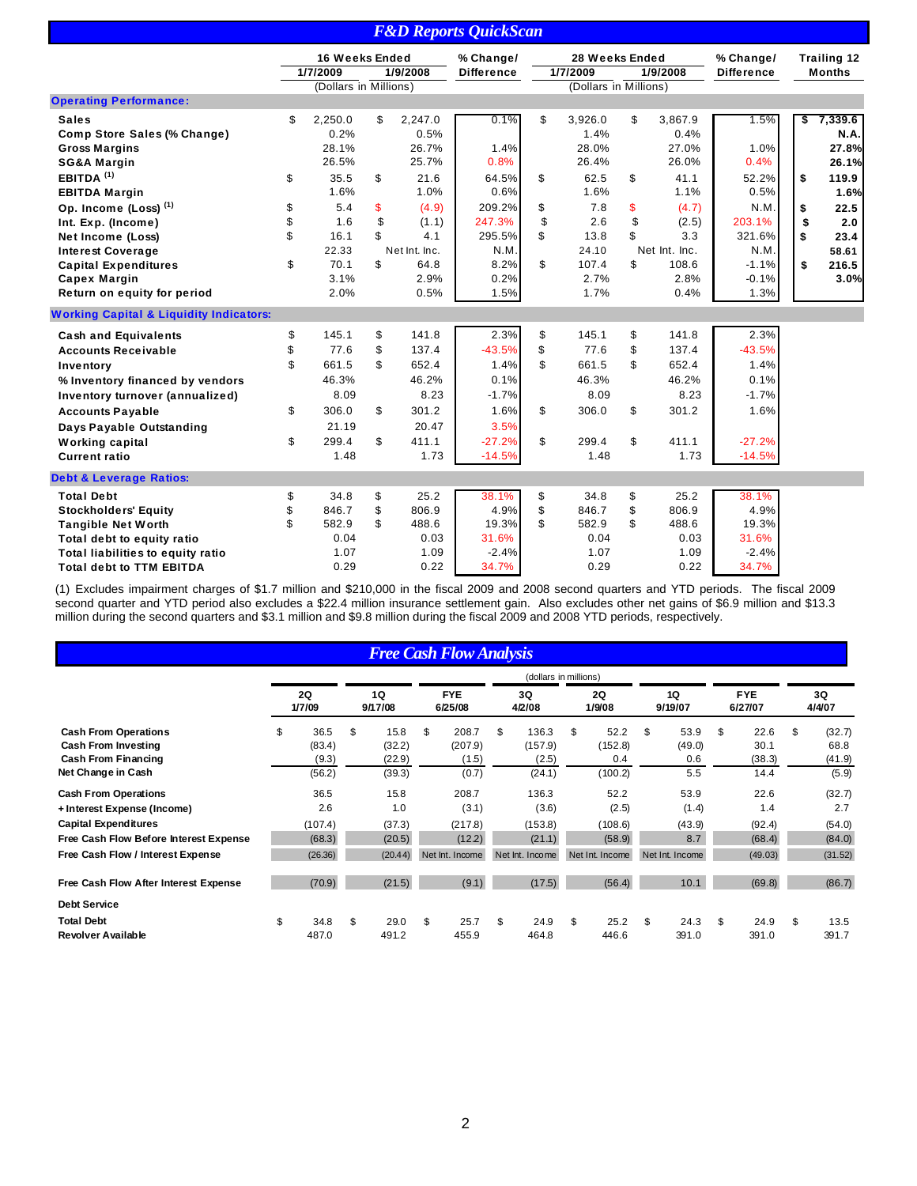# F&D Reports QuickScan

| | 16 Weeks Ended | | % Change/ | 28 Weeks Ended | | % Change/ | Trailing 12 |
|---|---|---|---|---|---|---|---|
| | 1/7/2009 | 1/9/2008 | Difference | 1/7/2009 | 1/9/2008 | Difference | Months |
| | (Dollars in Millions) | | | (Dollars in Millions) | | | |
| **Operating Performance:** | | | | | | | |
| Sales | $ 2,250.0 | $ 2,247.0 | 0.1% | $ 3,926.0 | $ 3,867.9 | 1.5% | $ 7,339.6 |
| Comp Store Sales (% Change) | 0.2% | 0.5% | | 1.4% | 0.4% | | N.A. |
| Gross Margins | 28.1% | 26.7% | 1.4% | 28.0% | 27.0% | 1.0% | 27.8% |
| SG&A Margin | 26.5% | 25.7% | 0.8% | 26.4% | 26.0% | 0.4% | 26.1% |
| EBITDA (1) | $ 35.5 | $ 21.6 | 64.5% | $ 62.5 | $ 41.1 | 52.2% | $ 119.9 |
| EBITDA Margin | 1.6% | 1.0% | 0.6% | 1.6% | 1.1% | 0.5% | 1.6% |
| Op. Income (Loss) (1) | $ 5.4 | $ (4.9) | 209.2% | $ 7.8 | $ (4.7) | N.M. | $ 22.5 |
| Int. Exp. (Income) | $ 1.6 | $ (1.1) | 247.3% | $ 2.6 | $ (2.5) | 203.1% | $ 2.0 |
| Net Income (Loss) | $ 16.1 | $ 4.1 | 295.5% | $ 13.8 | $ 3.3 | 321.6% | $ 23.4 |
| Interest Coverage | 22.33 | Net Int. Inc. | N.M. | 24.10 | Net Int. Inc. | N.M. | 58.61 |
| Capital Expenditures | $ 70.1 | $ 64.8 | 8.2% | $ 107.4 | $ 108.6 | -1.1% | $ 216.5 |
| Capex Margin | 3.1% | 2.9% | 0.2% | 2.7% | 2.8% | -0.1% | 3.0% |
| Return on equity for period | 2.0% | 0.5% | 1.5% | 1.7% | 0.4% | 1.3% | |
| **Working Capital & Liquidity Indicators:** | | | | | | | |
| Cash and Equivalents | $ 145.1 | $ 141.8 | 2.3% | $ 145.1 | $ 141.8 | 2.3% | |
| Accounts Receivable | $ 77.6 | $ 137.4 | -43.5% | $ 77.6 | $ 137.4 | -43.5% | |
| Inventory | $ 661.5 | $ 652.4 | 1.4% | $ 661.5 | $ 652.4 | 1.4% | |
| % Inventory financed by vendors | 46.3% | 46.2% | 0.1% | 46.3% | 46.2% | 0.1% | |
| Inventory turnover (annualized) | 8.09 | 8.23 | -1.7% | 8.09 | 8.23 | -1.7% | |
| Accounts Payable | $ 306.0 | $ 301.2 | 1.6% | $ 306.0 | $ 301.2 | 1.6% | |
| Days Payable Outstanding | 21.19 | 20.47 | 3.5% | | | | |
| Working capital | $ 299.4 | $ 411.1 | -27.2% | $ 299.4 | $ 411.1 | -27.2% | |
| Current ratio | 1.48 | 1.73 | -14.5% | 1.48 | 1.73 | -14.5% | |
| **Debt & Leverage Ratios:** | | | | | | | |
| Total Debt | $ 34.8 | $ 25.2 | 38.1% | $ 34.8 | $ 25.2 | 38.1% | |
| Stockholders' Equity | $ 846.7 | $ 806.9 | 4.9% | $ 846.7 | $ 806.9 | 4.9% | |
| Tangible Net Worth | $ 582.9 | $ 488.6 | 19.3% | $ 582.9 | $ 488.6 | 19.3% | |
| Total debt to equity ratio | 0.04 | 0.03 | 31.6% | 0.04 | 0.03 | 31.6% | |
| Total liabilities to equity ratio | 1.07 | 1.09 | -2.4% | 1.07 | 1.09 | -2.4% | |
| Total debt to TTM EBITDA | 0.29 | 0.22 | 34.7% | 0.29 | 0.22 | 34.7% | |

(1) Excludes impairment charges of $1.7 million and $210,000 in the fiscal 2009 and 2008 second quarters and YTD periods. The fiscal 2009 second quarter and YTD period also excludes a $22.4 million insurance settlement gain. Also excludes other net gains of $6.9 million and $13.3 million during the second quarters and $3.1 million and $9.8 million during the fiscal 2009 and 2008 YTD periods, respectively.

# Free Cash Flow Analysis

(dollars in millions)

| | 2Q 1/7/09 | 1Q 9/17/08 | FYE 6/25/08 | 3Q 4/2/08 | 2Q 1/9/08 | 1Q 9/19/07 | FYE 6/27/07 | 3Q 4/4/07 |
|---|---|---|---|---|---|---|---|---|
| Cash From Operations | $ 36.5 | $ 15.8 | $ 208.7 | $ 136.3 | $ 52.2 | $ 53.9 | $ 22.6 | $ (32.7) |
| Cash From Investing | (83.4) | (32.2) | (207.9) | (157.9) | (152.8) | (49.0) | 30.1 | 68.8 |
| Cash From Financing | (9.3) | (22.9) | (1.5) | (2.5) | 0.4 | 0.6 | (38.3) | (41.9) |
| Net Change in Cash | (56.2) | (39.3) | (0.7) | (24.1) | (100.2) | 5.5 | 14.4 | (5.9) |
| Cash From Operations | 36.5 | 15.8 | 208.7 | 136.3 | 52.2 | 53.9 | 22.6 | (32.7) |
| + Interest Expense (Income) | 2.6 | 1.0 | (3.1) | (3.6) | (2.5) | (1.4) | 1.4 | 2.7 |
| Capital Expenditures | (107.4) | (37.3) | (217.8) | (153.8) | (108.6) | (43.9) | (92.4) | (54.0) |
| Free Cash Flow Before Interest Expense | (68.3) | (20.5) | (12.2) | (21.1) | (58.9) | 8.7 | (68.4) | (84.0) |
| Free Cash Flow / Interest Expense | (26.36) | (20.44) | Net Int. Income | Net Int. Income | Net Int. Income | Net Int. Income | (49.03) | (31.52) |
| Free Cash Flow After Interest Expense | (70.9) | (21.5) | (9.1) | (17.5) | (56.4) | 10.1 | (69.8) | (86.7) |
| Debt Service | | | | | | | | |
| Total Debt | $ 34.8 | $ 29.0 | $ 25.7 | $ 24.9 | $ 25.2 | $ 24.3 | $ 24.9 | $ 13.5 |
| Revolver Available | 487.0 | 491.2 | 455.9 | 464.8 | 446.6 | 391.0 | 391.0 | 391.7 |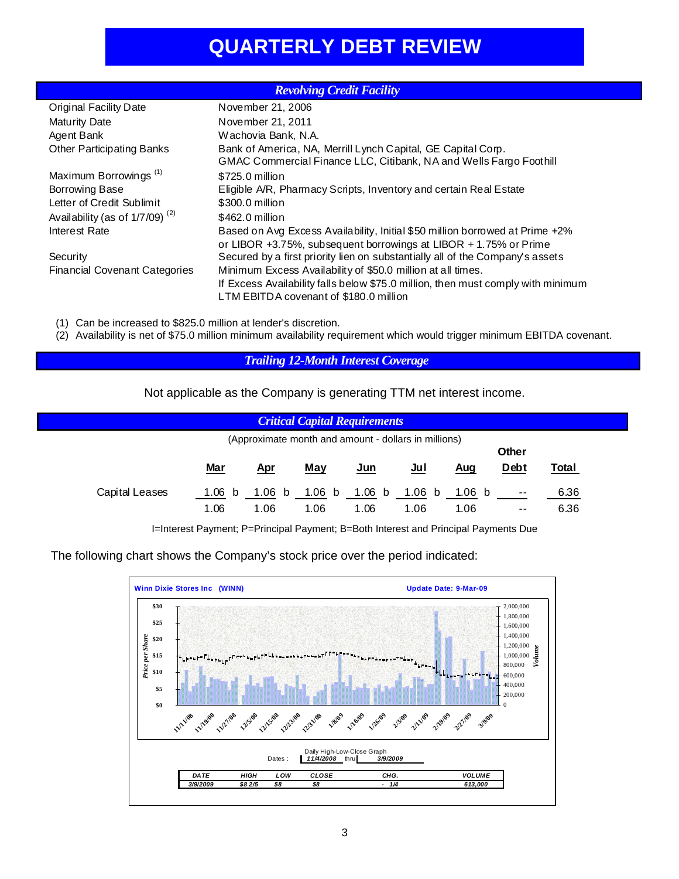# QUARTERLY DEBT REVIEW

## *Revolving Credit Facility*

| | |
|---|---|
| Original Facility Date | November 21, 2006 |
| Maturity Date | November 21, 2011 |
| Agent Bank | Wachovia Bank, N.A. |
| Other Participating Banks | Bank of America, NA, Merrill Lynch Capital, GE Capital Corp. GMAC Commercial Finance LLC, Citibank, NA and Wells Fargo Foothill |
| Maximum Borrowings (1) | $725.0 million |
| Borrowing Base | Eligible A/R, Pharmacy Scripts, Inventory and certain Real Estate |
| Letter of Credit Sublimit | $300.0 million |
| Availability (as of 1/7/09) (2) | $462.0 million |
| Interest Rate | Based on Avg Excess Availability, Initial $50 million borrowed at Prime +2% or LIBOR +3.75%, subsequent borrowings at LIBOR + 1.75% or Prime |
| Security | Secured by a first priority lien on substantially all of the Company's assets |
| Financial Covenant Categories | Minimum Excess Availability of $50.0 million at all times. If Excess Availability falls below $75.0 million, then must comply with minimum LTM EBITDA covenant of $180.0 million |

(1) Can be increased to $825.0 million at lender's discretion.
(2) Availability is net of $75.0 million minimum availability requirement which would trigger minimum EBITDA covenant.

## *Trailing 12-Month Interest Coverage*

Not applicable as the Company is generating TTM net interest income.

## *Critical Capital Requirements*

(Approximate month and amount - dollars in millions)

| | Mar | Apr | May | Jun | Jul | Aug | Other Debt | Total |
|---|---|---|---|---|---|---|---|---|
| Capital Leases | 1.06 b | 1.06 b | 1.06 b | 1.06 b | 1.06 b | 1.06 b | -- | 6.36 |
| | 1.06 | 1.06 | 1.06 | 1.06 | 1.06 | 1.06 | -- | 6.36 |

I=Interest Payment; P=Principal Payment; B=Both Interest and Principal Payments Due

The following chart shows the Company's stock price over the period indicated:

Winn Dixie Stores Inc (WINN) — Update Date: 9-Mar-09

Daily High-Low-Close Graph — Dates: 11/4/2008 thru 3/9/2009

| DATE | HIGH | LOW | CLOSE | CHG. | VOLUME |
|---|---|---|---|---|---|
| 3/9/2009 | $8 2/5 | $8 | $8 | - 1/4 | 613,000 |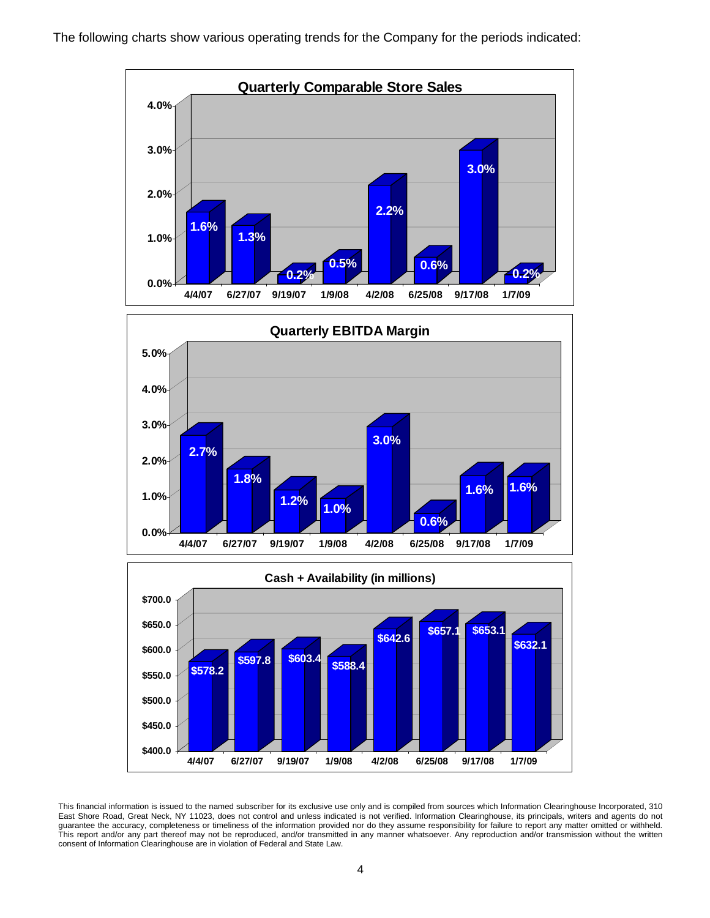The following charts show various operating trends for the Company for the periods indicated:

**Quarterly Comparable Store Sales**

| 4/4/07 | 6/27/07 | 9/19/07 | 1/9/08 | 4/2/08 | 6/25/08 | 9/17/08 | 1/7/09 |
|---|---|---|---|---|---|---|---|
| 1.6% | 1.3% | 0.2% | 0.5% | 2.2% | 0.6% | 3.0% | 0.2% |

**Quarterly EBITDA Margin**

| 4/4/07 | 6/27/07 | 9/19/07 | 1/9/08 | 4/2/08 | 6/25/08 | 9/17/08 | 1/7/09 |
|---|---|---|---|---|---|---|---|
| 2.7% | 1.8% | 1.2% | 1.0% | 3.0% | 0.6% | 1.6% | 1.6% |

**Cash + Availability (in millions)**

| 4/4/07 | 6/27/07 | 9/19/07 | 1/9/08 | 4/2/08 | 6/25/08 | 9/17/08 | 1/7/09 |
|---|---|---|---|---|---|---|---|
| $578.2 | $597.8 | $603.4 | $588.4 | $642.6 | $657.1 | $653.1 | $632.1 |

This financial information is issued to the named subscriber for its exclusive use only and is compiled from sources which Information Clearinghouse Incorporated, 310 East Shore Road, Great Neck, NY 11023, does not control and unless indicated is not verified. Information Clearinghouse, its principals, writers and agents do not guarantee the accuracy, completeness or timeliness of the information provided nor do they assume responsibility for failure to report any matter omitted or withheld. This report and/or any part thereof may not be reproduced, and/or transmitted in any manner whatsoever. Any reproduction and/or transmission without the written consent of Information Clearinghouse are in violation of Federal and State Law.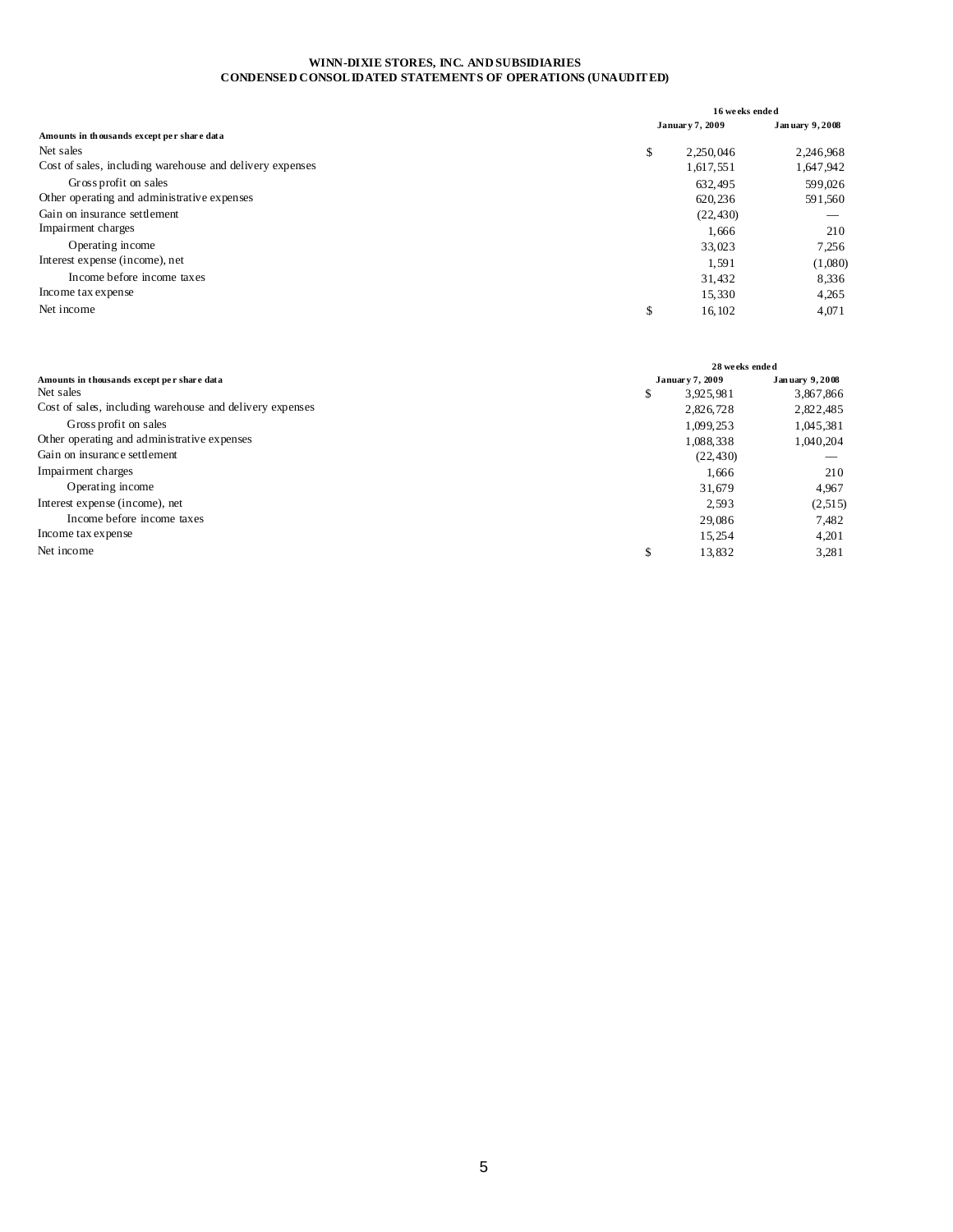**WINN-DIXIE STORES, INC. AND SUBSIDIARIES**
**CONDENSED CONSOLIDATED STATEMENTS OF OPERATIONS (UNAUDITED)**

| | | 16 weeks ended | |
|---|---|---|---|
| **Amounts in thousands except per share data** | | **January 7, 2009** | **January 9, 2008** |
| Net sales | $ | 2,250,046 | 2,246,968 |
| Cost of sales, including warehouse and delivery expenses | | 1,617,551 | 1,647,942 |
| Gross profit on sales | | 632,495 | 599,026 |
| Other operating and administrative expenses | | 620,236 | 591,560 |
| Gain on insurance settlement | | (22,430) | — |
| Impairment charges | | 1,666 | 210 |
| Operating income | | 33,023 | 7,256 |
| Interest expense (income), net | | 1,591 | (1,080) |
| Income before income taxes | | 31,432 | 8,336 |
| Income tax expense | | 15,330 | 4,265 |
| Net income | $ | 16,102 | 4,071 |

| | | 28 weeks ended | |
|---|---|---|---|
| **Amounts in thousands except per share data** | | **January 7, 2009** | **January 9, 2008** |
| Net sales | $ | 3,925,981 | 3,867,866 |
| Cost of sales, including warehouse and delivery expenses | | 2,826,728 | 2,822,485 |
| Gross profit on sales | | 1,099,253 | 1,045,381 |
| Other operating and administrative expenses | | 1,088,338 | 1,040,204 |
| Gain on insurance settlement | | (22,430) | — |
| Impairment charges | | 1,666 | 210 |
| Operating income | | 31,679 | 4,967 |
| Interest expense (income), net | | 2,593 | (2,515) |
| Income before income taxes | | 29,086 | 7,482 |
| Income tax expense | | 15,254 | 4,201 |
| Net income | $ | 13,832 | 3,281 |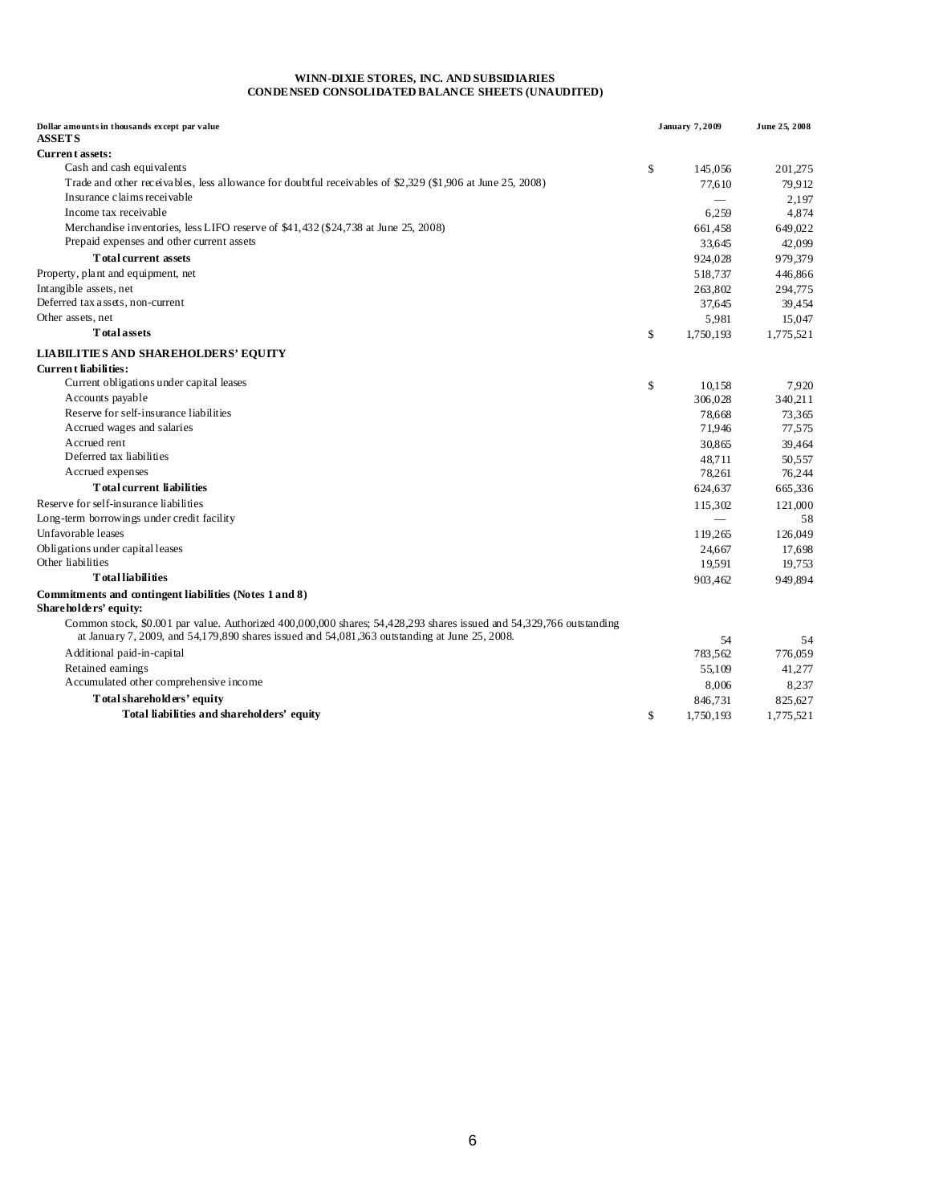**WINN-DIXIE STORES, INC. AND SUBSIDIARIES**
**CONDENSED CONSOLIDATED BALANCE SHEETS (UNAUDITED)**

| Dollar amounts in thousands except par value | | January 7, 2009 | June 25, 2008 |
|---|---|---|---|
| **ASSETS** | | | |
| **Current assets:** | | | |
| Cash and cash equivalents | $ | 145,056 | 201,275 |
| Trade and other receivables, less allowance for doubtful receivables of $2,329 ($1,906 at June 25, 2008) | | 77,610 | 79,912 |
| Insurance claims receivable | | — | 2,197 |
| Income tax receivable | | 6,259 | 4,874 |
| Merchandise inventories, less LIFO reserve of $41,432 ($24,738 at June 25, 2008) | | 661,458 | 649,022 |
| Prepaid expenses and other current assets | | 33,645 | 42,099 |
| **Total current assets** | | 924,028 | 979,379 |
| Property, plant and equipment, net | | 518,737 | 446,866 |
| Intangible assets, net | | 263,802 | 294,775 |
| Deferred tax assets, non-current | | 37,645 | 39,454 |
| Other assets, net | | 5,981 | 15,047 |
| **Total assets** | $ | 1,750,193 | 1,775,521 |
| **LIABILITIES AND SHAREHOLDERS' EQUITY** | | | |
| **Current liabilities:** | | | |
| Current obligations under capital leases | $ | 10,158 | 7,920 |
| Accounts payable | | 306,028 | 340,211 |
| Reserve for self-insurance liabilities | | 78,668 | 73,365 |
| Accrued wages and salaries | | 71,946 | 77,575 |
| Accrued rent | | 30,865 | 39,464 |
| Deferred tax liabilities | | 48,711 | 50,557 |
| Accrued expenses | | 78,261 | 76,244 |
| **Total current liabilities** | | 624,637 | 665,336 |
| Reserve for self-insurance liabilities | | 115,302 | 121,000 |
| Long-term borrowings under credit facility | | — | 58 |
| Unfavorable leases | | 119,265 | 126,049 |
| Obligations under capital leases | | 24,667 | 17,698 |
| Other liabilities | | 19,591 | 19,753 |
| **Total liabilities** | | 903,462 | 949,894 |
| **Commitments and contingent liabilities (Notes 1 and 8)** | | | |
| **Shareholders' equity:** | | | |
| Common stock, $0.001 par value. Authorized 400,000,000 shares; 54,428,293 shares issued and 54,329,766 outstanding at January 7, 2009, and 54,179,890 shares issued and 54,081,363 outstanding at June 25, 2008. | | 54 | 54 |
| Additional paid-in-capital | | 783,562 | 776,059 |
| Retained earnings | | 55,109 | 41,277 |
| Accumulated other comprehensive income | | 8,006 | 8,237 |
| **Total shareholders' equity** | | 846,731 | 825,627 |
| **Total liabilities and shareholders' equity** | $ | 1,750,193 | 1,775,521 |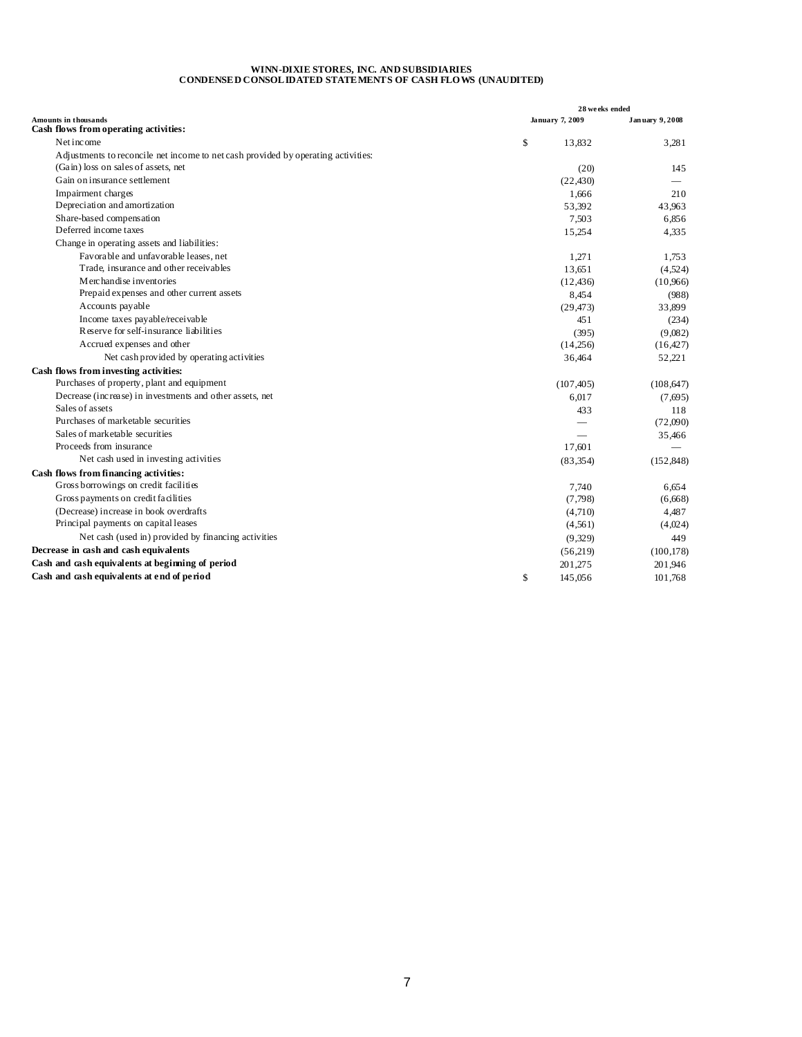**WINN-DIXIE STORES, INC. AND SUBSIDIARIES**
**CONDENSED CONSOLIDATED STATEMENTS OF CASH FLOWS (UNAUDITED)**

| Amounts in thousands | 28 weeks ended January 7, 2009 | 28 weeks ended January 9, 2008 |
|---|---|---|
| **Cash flows from operating activities:** | | |
| Net income | $ 13,832 | 3,281 |
| Adjustments to reconcile net income to net cash provided by operating activities: | | |
| (Gain) loss on sales of assets, net | (20) | 145 |
| Gain on insurance settlement | (22,430) | — |
| Impairment charges | 1,666 | 210 |
| Depreciation and amortization | 53,392 | 43,963 |
| Share-based compensation | 7,503 | 6,856 |
| Deferred income taxes | 15,254 | 4,335 |
| Change in operating assets and liabilities: | | |
| Favorable and unfavorable leases, net | 1,271 | 1,753 |
| Trade, insurance and other receivables | 13,651 | (4,524) |
| Merchandise inventories | (12,436) | (10,966) |
| Prepaid expenses and other current assets | 8,454 | (988) |
| Accounts payable | (29,473) | 33,899 |
| Income taxes payable/receivable | 451 | (234) |
| Reserve for self-insurance liabilities | (395) | (9,082) |
| Accrued expenses and other | (14,256) | (16,427) |
| Net cash provided by operating activities | 36,464 | 52,221 |
| **Cash flows from investing activities:** | | |
| Purchases of property, plant and equipment | (107,405) | (108,647) |
| Decrease (increase) in investments and other assets, net | 6,017 | (7,695) |
| Sales of assets | 433 | 118 |
| Purchases of marketable securities | — | (72,090) |
| Sales of marketable securities | — | 35,466 |
| Proceeds from insurance | 17,601 | — |
| Net cash used in investing activities | (83,354) | (152,848) |
| **Cash flows from financing activities:** | | |
| Gross borrowings on credit facilities | 7,740 | 6,654 |
| Gross payments on credit facilities | (7,798) | (6,668) |
| (Decrease) increase in book overdrafts | (4,710) | 4,487 |
| Principal payments on capital leases | (4,561) | (4,024) |
| Net cash (used in) provided by financing activities | (9,329) | 449 |
| **Decrease in cash and cash equivalents** | (56,219) | (100,178) |
| **Cash and cash equivalents at beginning of period** | 201,275 | 201,946 |
| **Cash and cash equivalents at end of period** | $ 145,056 | 101,768 |